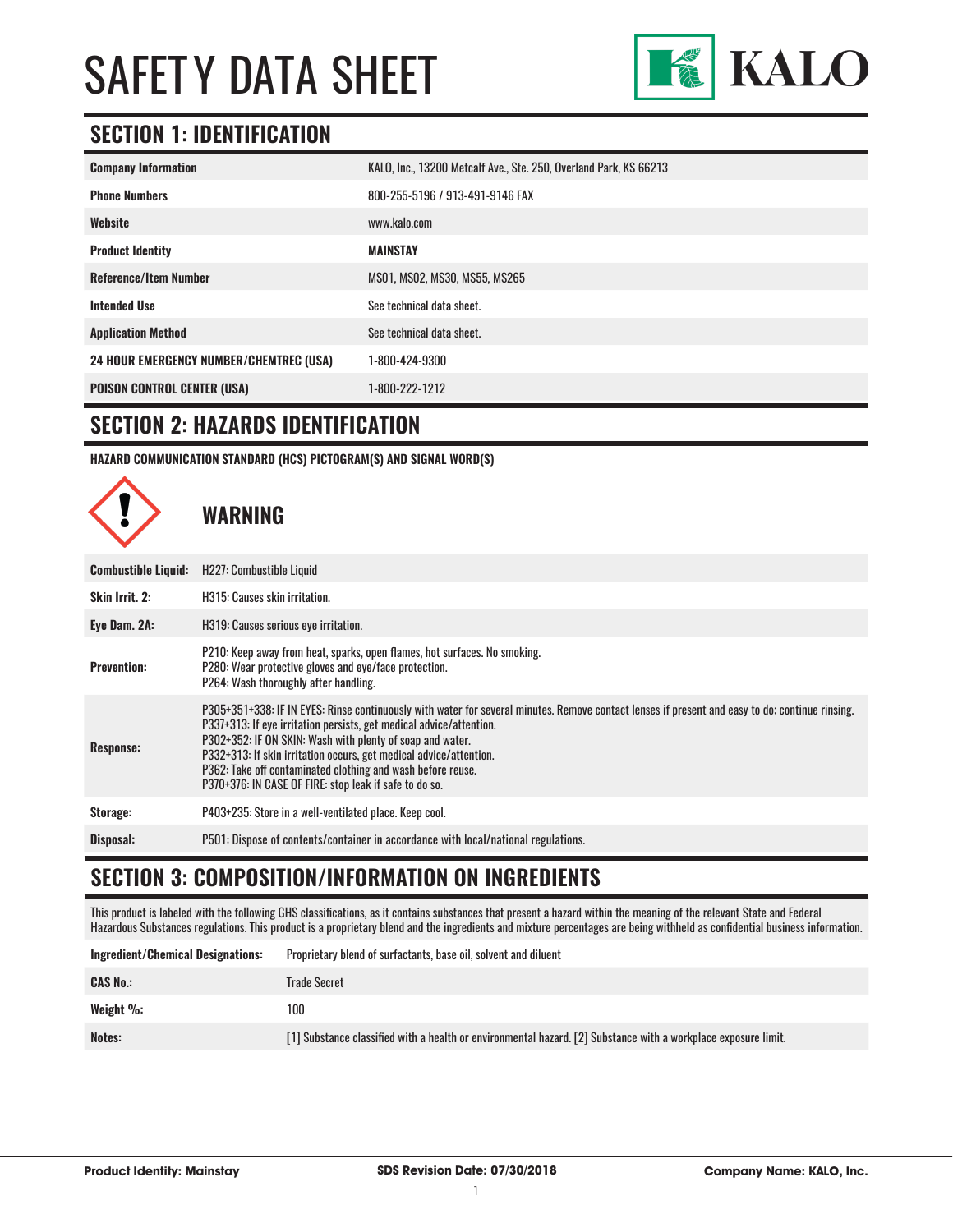# SAFETY DATA SHEET

KALO

## SECTION 1: IDENTIFICATION

| | |
|---|---|
| **Company Information** | KALO, Inc., 13200 Metcalf Ave., Ste. 250, Overland Park, KS 66213 |
| **Phone Numbers** | 800-255-5196 / 913-491-9146 FAX |
| **Website** | www.kalo.com |
| **Product Identity** | **MAINSTAY** |
| **Reference/Item Number** | MS01, MS02, MS30, MS55, MS265 |
| **Intended Use** | See technical data sheet. |
| **Application Method** | See technical data sheet. |
| **24 HOUR EMERGENCY NUMBER/CHEMTREC (USA)** | 1-800-424-9300 |
| **POISON CONTROL CENTER (USA)** | 1-800-222-1212 |

## SECTION 2: HAZARDS IDENTIFICATION

**HAZARD COMMUNICATION STANDARD (HCS) PICTOGRAM(S) AND SIGNAL WORD(S)**

### WARNING

| | |
|---|---|
| **Combustible Liquid:** | H227: Combustible Liquid |
| **Skin Irrit. 2:** | H315: Causes skin irritation. |
| **Eye Dam. 2A:** | H319: Causes serious eye irritation. |
| **Prevention:** | P210: Keep away from heat, sparks, open flames, hot surfaces. No smoking.<br>P280: Wear protective gloves and eye/face protection.<br>P264: Wash thoroughly after handling. |
| **Response:** | P305+351+338: IF IN EYES: Rinse continuously with water for several minutes. Remove contact lenses if present and easy to do; continue rinsing.<br>P337+313: If eye irritation persists, get medical advice/attention.<br>P302+352: IF ON SKIN: Wash with plenty of soap and water.<br>P332+313: If skin irritation occurs, get medical advice/attention.<br>P362: Take off contaminated clothing and wash before reuse.<br>P370+376: IN CASE OF FIRE: stop leak if safe to do so. |
| **Storage:** | P403+235: Store in a well-ventilated place. Keep cool. |
| **Disposal:** | P501: Dispose of contents/container in accordance with local/national regulations. |

## SECTION 3: COMPOSITION/INFORMATION ON INGREDIENTS

This product is labeled with the following GHS classifications, as it contains substances that present a hazard within the meaning of the relevant State and Federal Hazardous Substances regulations. This product is a proprietary blend and the ingredients and mixture percentages are being withheld as confidential business information.

| | |
|---|---|
| **Ingredient/Chemical Designations:** | Proprietary blend of surfactants, base oil, solvent and diluent |
| **CAS No.:** | Trade Secret |
| **Weight %:** | 100 |
| **Notes:** | [1] Substance classified with a health or environmental hazard. [2] Substance with a workplace exposure limit. |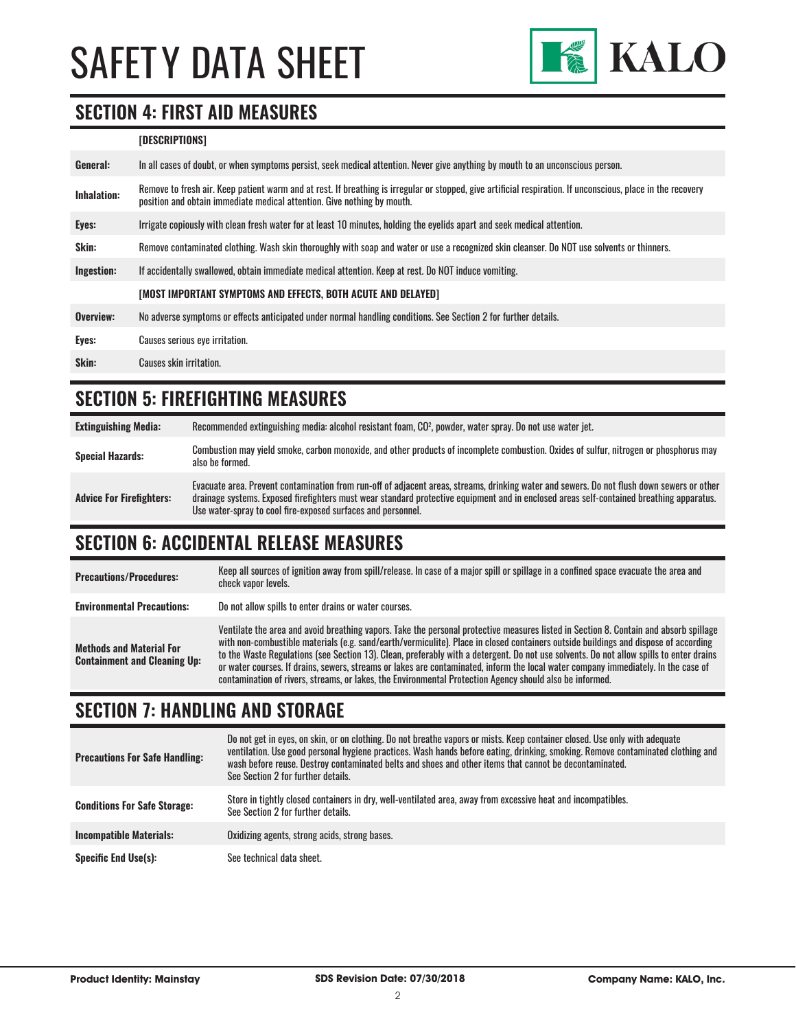## SECTION 4: FIRST AID MEASURES

| | |
|---|---|
| | **[DESCRIPTIONS]** |
| **General:** | In all cases of doubt, or when symptoms persist, seek medical attention. Never give anything by mouth to an unconscious person. |
| **Inhalation:** | Remove to fresh air. Keep patient warm and at rest. If breathing is irregular or stopped, give artificial respiration. If unconscious, place in the recovery position and obtain immediate medical attention. Give nothing by mouth. |
| **Eyes:** | Irrigate copiously with clean fresh water for at least 10 minutes, holding the eyelids apart and seek medical attention. |
| **Skin:** | Remove contaminated clothing. Wash skin thoroughly with soap and water or use a recognized skin cleanser. Do NOT use solvents or thinners. |
| **Ingestion:** | If accidentally swallowed, obtain immediate medical attention. Keep at rest. Do NOT induce vomiting. |
| | **[MOST IMPORTANT SYMPTOMS AND EFFECTS, BOTH ACUTE AND DELAYED]** |
| **Overview:** | No adverse symptoms or effects anticipated under normal handling conditions. See Section 2 for further details. |
| **Eyes:** | Causes serious eye irritation. |
| **Skin:** | Causes skin irritation. |

## SECTION 5: FIREFIGHTING MEASURES

| | |
|---|---|
| **Extinguishing Media:** | Recommended extinguishing media: alcohol resistant foam, $CO^2$, powder, water spray. Do not use water jet. |
| **Special Hazards:** | Combustion may yield smoke, carbon monoxide, and other products of incomplete combustion. Oxides of sulfur, nitrogen or phosphorus may also be formed. |
| **Advice For Firefighters:** | Evacuate area. Prevent contamination from run-off of adjacent areas, streams, drinking water and sewers. Do not flush down sewers or other drainage systems. Exposed firefighters must wear standard protective equipment and in enclosed areas self-contained breathing apparatus. Use water-spray to cool fire-exposed surfaces and personnel. |

## SECTION 6: ACCIDENTAL RELEASE MEASURES

| | |
|---|---|
| **Precautions/Procedures:** | Keep all sources of ignition away from spill/release. In case of a major spill or spillage in a confined space evacuate the area and check vapor levels. |
| **Environmental Precautions:** | Do not allow spills to enter drains or water courses. |
| **Methods and Material For Containment and Cleaning Up:** | Ventilate the area and avoid breathing vapors. Take the personal protective measures listed in Section 8. Contain and absorb spillage with non-combustible materials (e.g. sand/earth/vermiculite). Place in closed containers outside buildings and dispose of according to the Waste Regulations (see Section 13). Clean, preferably with a detergent. Do not use solvents. Do not allow spills to enter drains or water courses. If drains, sewers, streams or lakes are contaminated, inform the local water company immediately. In the case of contamination of rivers, streams, or lakes, the Environmental Protection Agency should also be informed. |

## SECTION 7: HANDLING AND STORAGE

| | |
|---|---|
| **Precautions For Safe Handling:** | Do not get in eyes, on skin, or on clothing. Do not breathe vapors or mists. Keep container closed. Use only with adequate ventilation. Use good personal hygiene practices. Wash hands before eating, drinking, smoking. Remove contaminated clothing and wash before reuse. Destroy contaminated belts and shoes and other items that cannot be decontaminated. See Section 2 for further details. |
| **Conditions For Safe Storage:** | Store in tightly closed containers in dry, well-ventilated area, away from excessive heat and incompatibles. See Section 2 for further details. |
| **Incompatible Materials:** | Oxidizing agents, strong acids, strong bases. |
| **Specific End Use(s):** | See technical data sheet. |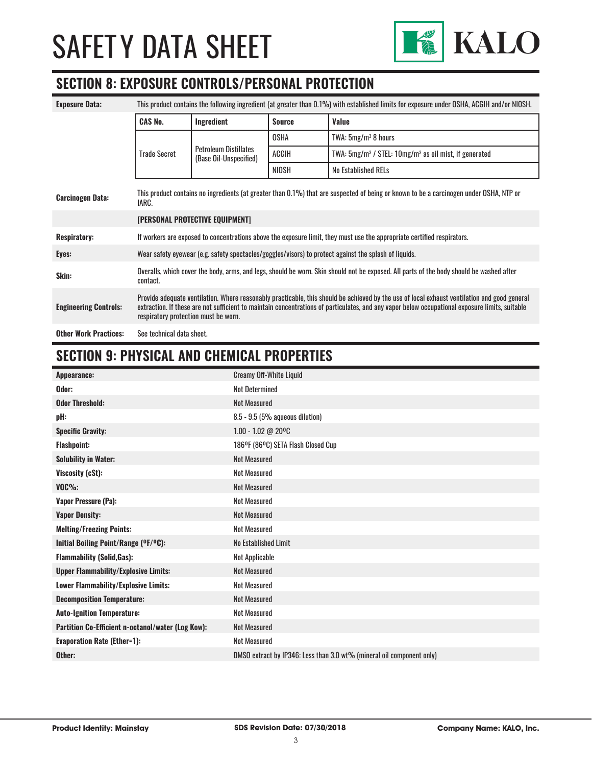# SAFETY DATA SHEET

## SECTION 8: EXPOSURE CONTROLS/PERSONAL PROTECTION

**Exposure Data:** This product contains the following ingredient (at greater than 0.1%) with established limits for exposure under OSHA, ACGIH and/or NIOSH.

| CAS No. | Ingredient | Source | Value |
|---|---|---|---|
| Trade Secret | Petroleum Distillates (Base Oil-Unspecified) | OSHA | TWA: 5mg/m³ 8 hours |
| | | ACGIH | TWA: 5mg/m³ / STEL: 10mg/m³ as oil mist, if generated |
| | | NIOSH | No Established RELs |

| | |
|---|---|
| **Carcinogen Data:** | This product contains no ingredients (at greater than 0.1%) that are suspected of being or known to be a carcinogen under OSHA, NTP or IARC. |
| | **[PERSONAL PROTECTIVE EQUIPMENT]** |
| **Respiratory:** | If workers are exposed to concentrations above the exposure limit, they must use the appropriate certified respirators. |
| **Eyes:** | Wear safety eyewear (e.g. safety spectacles/goggles/visors) to protect against the splash of liquids. |
| **Skin:** | Overalls, which cover the body, arms, and legs, should be worn. Skin should not be exposed. All parts of the body should be washed after contact. |
| **Engineering Controls:** | Provide adequate ventilation. Where reasonably practicable, this should be achieved by the use of local exhaust ventilation and good general extraction. If these are not sufficient to maintain concentrations of particulates, and any vapor below occupational exposure limits, suitable respiratory protection must be worn. |
| **Other Work Practices:** | See technical data sheet. |

## SECTION 9: PHYSICAL AND CHEMICAL PROPERTIES

| | |
|---|---|
| **Appearance:** | Creamy Off-White Liquid |
| **Odor:** | Not Determined |
| **Odor Threshold:** | Not Measured |
| **pH:** | 8.5 - 9.5 (5% aqueous dilution) |
| **Specific Gravity:** | 1.00 - 1.02 @ 20ºC |
| **Flashpoint:** | 186ºF (86ºC) SETA Flash Closed Cup |
| **Solubility in Water:** | Not Measured |
| **Viscosity (cSt):** | Not Measured |
| **VOC%:** | Not Measured |
| **Vapor Pressure (Pa):** | Not Measured |
| **Vapor Density:** | Not Measured |
| **Melting/Freezing Points:** | Not Measured |
| **Initial Boiling Point/Range (ºF/ºC):** | No Established Limit |
| **Flammability (Solid,Gas):** | Not Applicable |
| **Upper Flammability/Explosive Limits:** | Not Measured |
| **Lower Flammability/Explosive Limits:** | Not Measured |
| **Decomposition Temperature:** | Not Measured |
| **Auto-Ignition Temperature:** | Not Measured |
| **Partition Co-Efficient n-octanol/water (Log Kow):** | Not Measured |
| **Evaporation Rate (Ether=1):** | Not Measured |
| **Other:** | DMSO extract by IP346: Less than 3.0 wt% (mineral oil component only) |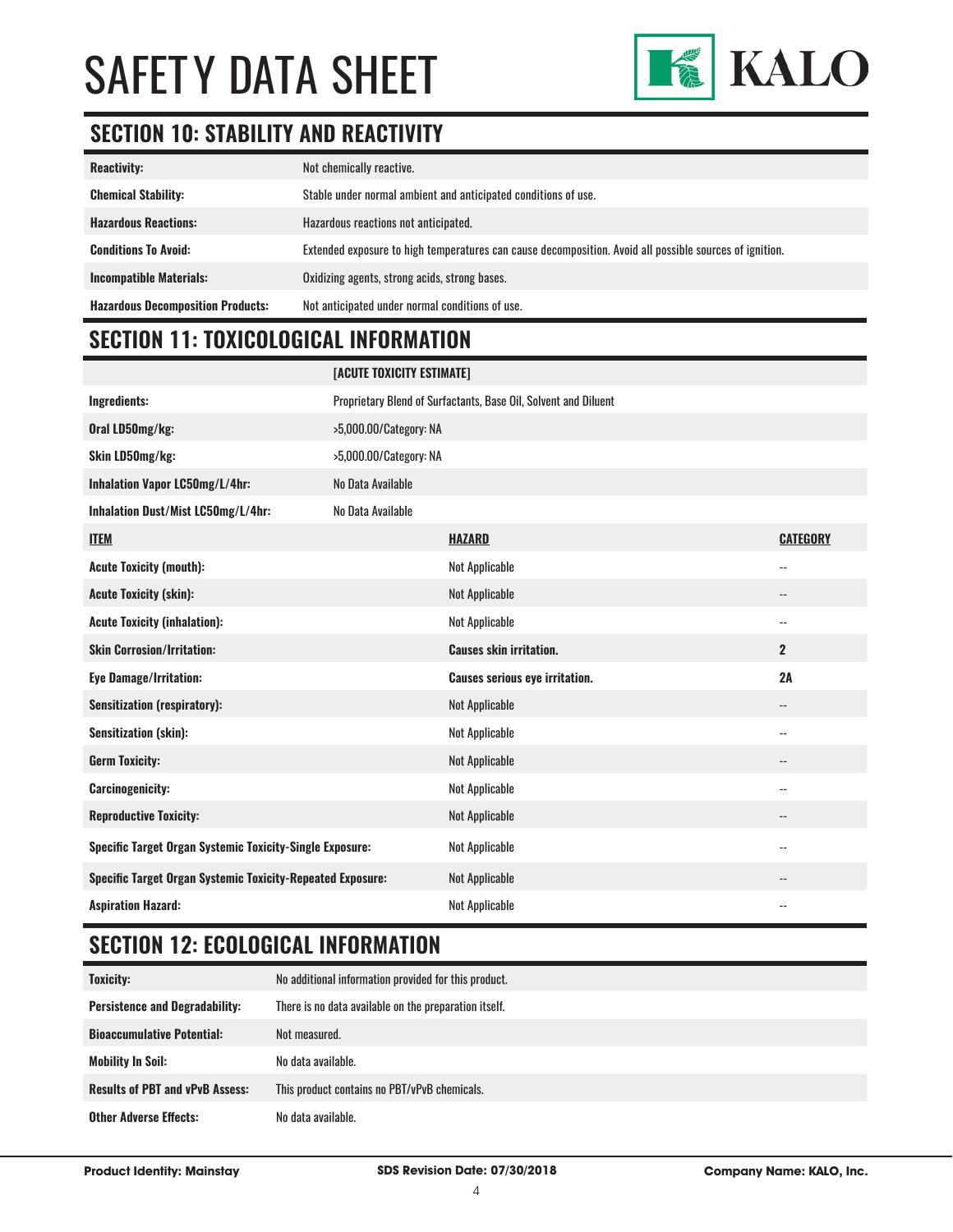# SAFETY DATA SHEET

## SECTION 10: STABILITY AND REACTIVITY

| | |
|---|---|
| **Reactivity:** | Not chemically reactive. |
| **Chemical Stability:** | Stable under normal ambient and anticipated conditions of use. |
| **Hazardous Reactions:** | Hazardous reactions not anticipated. |
| **Conditions To Avoid:** | Extended exposure to high temperatures can cause decomposition. Avoid all possible sources of ignition. |
| **Incompatible Materials:** | Oxidizing agents, strong acids, strong bases. |
| **Hazardous Decomposition Products:** | Not anticipated under normal conditions of use. |

## SECTION 11: TOXICOLOGICAL INFORMATION

| | **[ACUTE TOXICITY ESTIMATE]** | |
|---|---|---|
| **Ingredients:** | Proprietary Blend of Surfactants, Base Oil, Solvent and Diluent | |
| **Oral LD50mg/kg:** | >5,000.00/Category: NA | |
| **Skin LD50mg/kg:** | >5,000.00/Category: NA | |
| **Inhalation Vapor LC50mg/L/4hr:** | No Data Available | |
| **Inhalation Dust/Mist LC50mg/L/4hr:** | No Data Available | |
| **ITEM** | **HAZARD** | **CATEGORY** |
| **Acute Toxicity (mouth):** | Not Applicable | -- |
| **Acute Toxicity (skin):** | Not Applicable | -- |
| **Acute Toxicity (inhalation):** | Not Applicable | -- |
| **Skin Corrosion/Irritation:** | **Causes skin irritation.** | **2** |
| **Eye Damage/Irritation:** | **Causes serious eye irritation.** | **2A** |
| **Sensitization (respiratory):** | Not Applicable | -- |
| **Sensitization (skin):** | Not Applicable | -- |
| **Germ Toxicity:** | Not Applicable | -- |
| **Carcinogenicity:** | Not Applicable | -- |
| **Reproductive Toxicity:** | Not Applicable | -- |
| **Specific Target Organ Systemic Toxicity-Single Exposure:** | Not Applicable | -- |
| **Specific Target Organ Systemic Toxicity-Repeated Exposure:** | Not Applicable | -- |
| **Aspiration Hazard:** | Not Applicable | -- |

## SECTION 12: ECOLOGICAL INFORMATION

| | |
|---|---|
| **Toxicity:** | No additional information provided for this product. |
| **Persistence and Degradability:** | There is no data available on the preparation itself. |
| **Bioaccumulative Potential:** | Not measured. |
| **Mobility In Soil:** | No data available. |
| **Results of PBT and vPvB Assess:** | This product contains no PBT/vPvB chemicals. |
| **Other Adverse Effects:** | No data available. |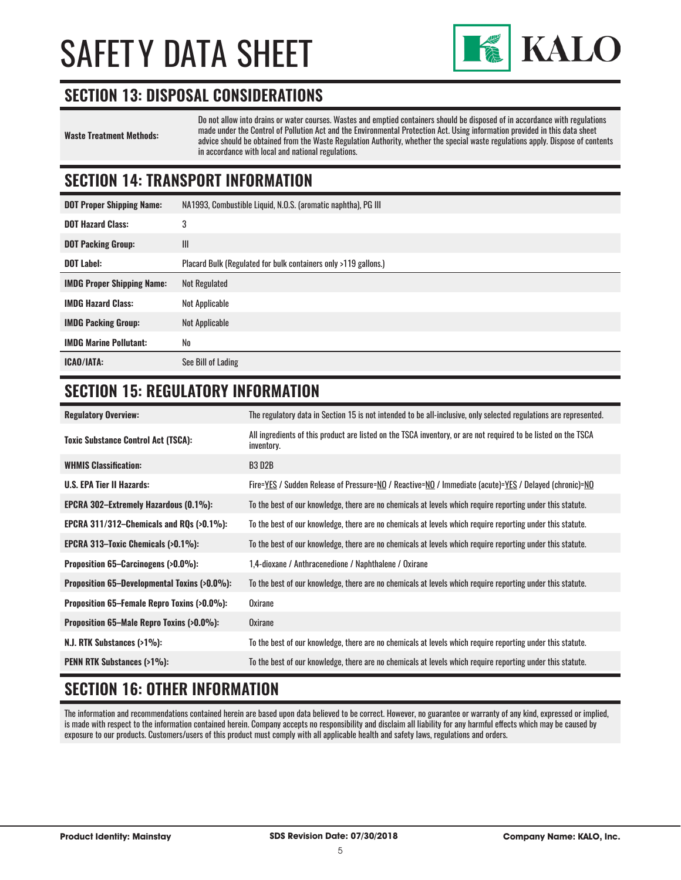# SAFETY DATA SHEET

## SECTION 13: DISPOSAL CONSIDERATIONS

| | |
|---|---|
| **Waste Treatment Methods:** | Do not allow into drains or water courses. Wastes and emptied containers should be disposed of in accordance with regulations made under the Control of Pollution Act and the Environmental Protection Act. Using information provided in this data sheet advice should be obtained from the Waste Regulation Authority, whether the special waste regulations apply. Dispose of contents in accordance with local and national regulations. |

## SECTION 14: TRANSPORT INFORMATION

| | |
|---|---|
| **DOT Proper Shipping Name:** | NA1993, Combustible Liquid, N.O.S. (aromatic naphtha), PG III |
| **DOT Hazard Class:** | 3 |
| **DOT Packing Group:** | III |
| **DOT Label:** | Placard Bulk (Regulated for bulk containers only >119 gallons.) |
| **IMDG Proper Shipping Name:** | Not Regulated |
| **IMDG Hazard Class:** | Not Applicable |
| **IMDG Packing Group:** | Not Applicable |
| **IMDG Marine Pollutant:** | No |
| **ICAO/IATA:** | See Bill of Lading |

## SECTION 15: REGULATORY INFORMATION

| | |
|---|---|
| **Regulatory Overview:** | The regulatory data in Section 15 is not intended to be all-inclusive, only selected regulations are represented. |
| **Toxic Substance Control Act (TSCA):** | All ingredients of this product are listed on the TSCA inventory, or are not required to be listed on the TSCA inventory. |
| **WHMIS Classification:** | B3 D2B |
| **U.S. EPA Tier II Hazards:** | Fire=YES / Sudden Release of Pressure=NO / Reactive=NO / Immediate (acute)=YES / Delayed (chronic)=NO |
| **EPCRA 302–Extremely Hazardous (0.1%):** | To the best of our knowledge, there are no chemicals at levels which require reporting under this statute. |
| **EPCRA 311/312–Chemicals and RQs (>0.1%):** | To the best of our knowledge, there are no chemicals at levels which require reporting under this statute. |
| **EPCRA 313–Toxic Chemicals (>0.1%):** | To the best of our knowledge, there are no chemicals at levels which require reporting under this statute. |
| **Proposition 65–Carcinogens (>0.0%):** | 1,4-dioxane / Anthracenedione / Naphthalene / Oxirane |
| **Proposition 65–Developmental Toxins (>0.0%):** | To the best of our knowledge, there are no chemicals at levels which require reporting under this statute. |
| **Proposition 65–Female Repro Toxins (>0.0%):** | Oxirane |
| **Proposition 65–Male Repro Toxins (>0.0%):** | Oxirane |
| **N.J. RTK Substances (>1%):** | To the best of our knowledge, there are no chemicals at levels which require reporting under this statute. |
| **PENN RTK Substances (>1%):** | To the best of our knowledge, there are no chemicals at levels which require reporting under this statute. |

## SECTION 16: OTHER INFORMATION

The information and recommendations contained herein are based upon data believed to be correct. However, no guarantee or warranty of any kind, expressed or implied, is made with respect to the information contained herein. Company accepts no responsibility and disclaim all liability for any harmful effects which may be caused by exposure to our products. Customers/users of this product must comply with all applicable health and safety laws, regulations and orders.

**Product Identity: Mainstay** | **SDS Revision Date: 07/30/2018** | **Company Name: KALO, Inc.**